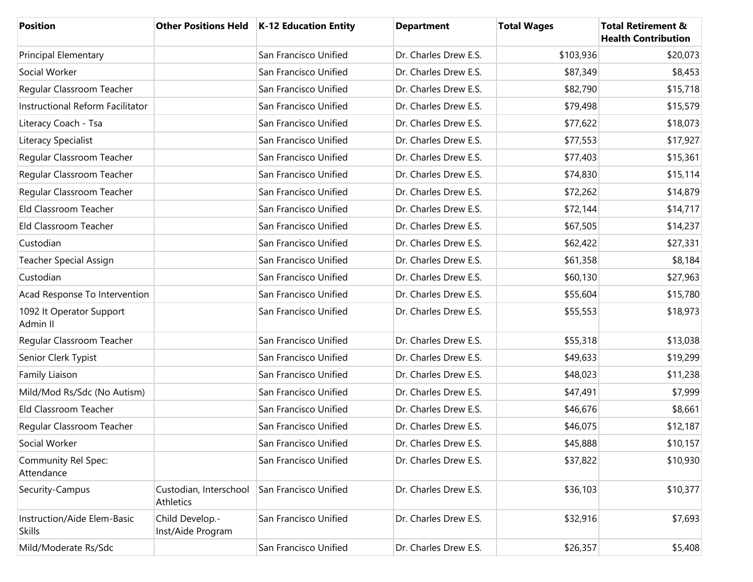| Position | Other Positions Held | K-12 Education Entity | Department | Total Wages | Total Retirement & Health Contribution |
|---|---|---|---|---|---|
| Principal Elementary | | San Francisco Unified | Dr. Charles Drew E.S. | $103,936 | $20,073 |
| Social Worker | | San Francisco Unified | Dr. Charles Drew E.S. | $87,349 | $8,453 |
| Regular Classroom Teacher | | San Francisco Unified | Dr. Charles Drew E.S. | $82,790 | $15,718 |
| Instructional Reform Facilitator | | San Francisco Unified | Dr. Charles Drew E.S. | $79,498 | $15,579 |
| Literacy Coach - Tsa | | San Francisco Unified | Dr. Charles Drew E.S. | $77,622 | $18,073 |
| Literacy Specialist | | San Francisco Unified | Dr. Charles Drew E.S. | $77,553 | $17,927 |
| Regular Classroom Teacher | | San Francisco Unified | Dr. Charles Drew E.S. | $77,403 | $15,361 |
| Regular Classroom Teacher | | San Francisco Unified | Dr. Charles Drew E.S. | $74,830 | $15,114 |
| Regular Classroom Teacher | | San Francisco Unified | Dr. Charles Drew E.S. | $72,262 | $14,879 |
| Eld Classroom Teacher | | San Francisco Unified | Dr. Charles Drew E.S. | $72,144 | $14,717 |
| Eld Classroom Teacher | | San Francisco Unified | Dr. Charles Drew E.S. | $67,505 | $14,237 |
| Custodian | | San Francisco Unified | Dr. Charles Drew E.S. | $62,422 | $27,331 |
| Teacher Special Assign | | San Francisco Unified | Dr. Charles Drew E.S. | $61,358 | $8,184 |
| Custodian | | San Francisco Unified | Dr. Charles Drew E.S. | $60,130 | $27,963 |
| Acad Response To Intervention | | San Francisco Unified | Dr. Charles Drew E.S. | $55,604 | $15,780 |
| 1092 It Operator Support Admin II | | San Francisco Unified | Dr. Charles Drew E.S. | $55,553 | $18,973 |
| Regular Classroom Teacher | | San Francisco Unified | Dr. Charles Drew E.S. | $55,318 | $13,038 |
| Senior Clerk Typist | | San Francisco Unified | Dr. Charles Drew E.S. | $49,633 | $19,299 |
| Family Liaison | | San Francisco Unified | Dr. Charles Drew E.S. | $48,023 | $11,238 |
| Mild/Mod Rs/Sdc (No Autism) | | San Francisco Unified | Dr. Charles Drew E.S. | $47,491 | $7,999 |
| Eld Classroom Teacher | | San Francisco Unified | Dr. Charles Drew E.S. | $46,676 | $8,661 |
| Regular Classroom Teacher | | San Francisco Unified | Dr. Charles Drew E.S. | $46,075 | $12,187 |
| Social Worker | | San Francisco Unified | Dr. Charles Drew E.S. | $45,888 | $10,157 |
| Community Rel Spec: Attendance | | San Francisco Unified | Dr. Charles Drew E.S. | $37,822 | $10,930 |
| Security-Campus | Custodian, Interschool Athletics | San Francisco Unified | Dr. Charles Drew E.S. | $36,103 | $10,377 |
| Instruction/Aide Elem-Basic Skills | Child Develop.-Inst/Aide Program | San Francisco Unified | Dr. Charles Drew E.S. | $32,916 | $7,693 |
| Mild/Moderate Rs/Sdc | | San Francisco Unified | Dr. Charles Drew E.S. | $26,357 | $5,408 |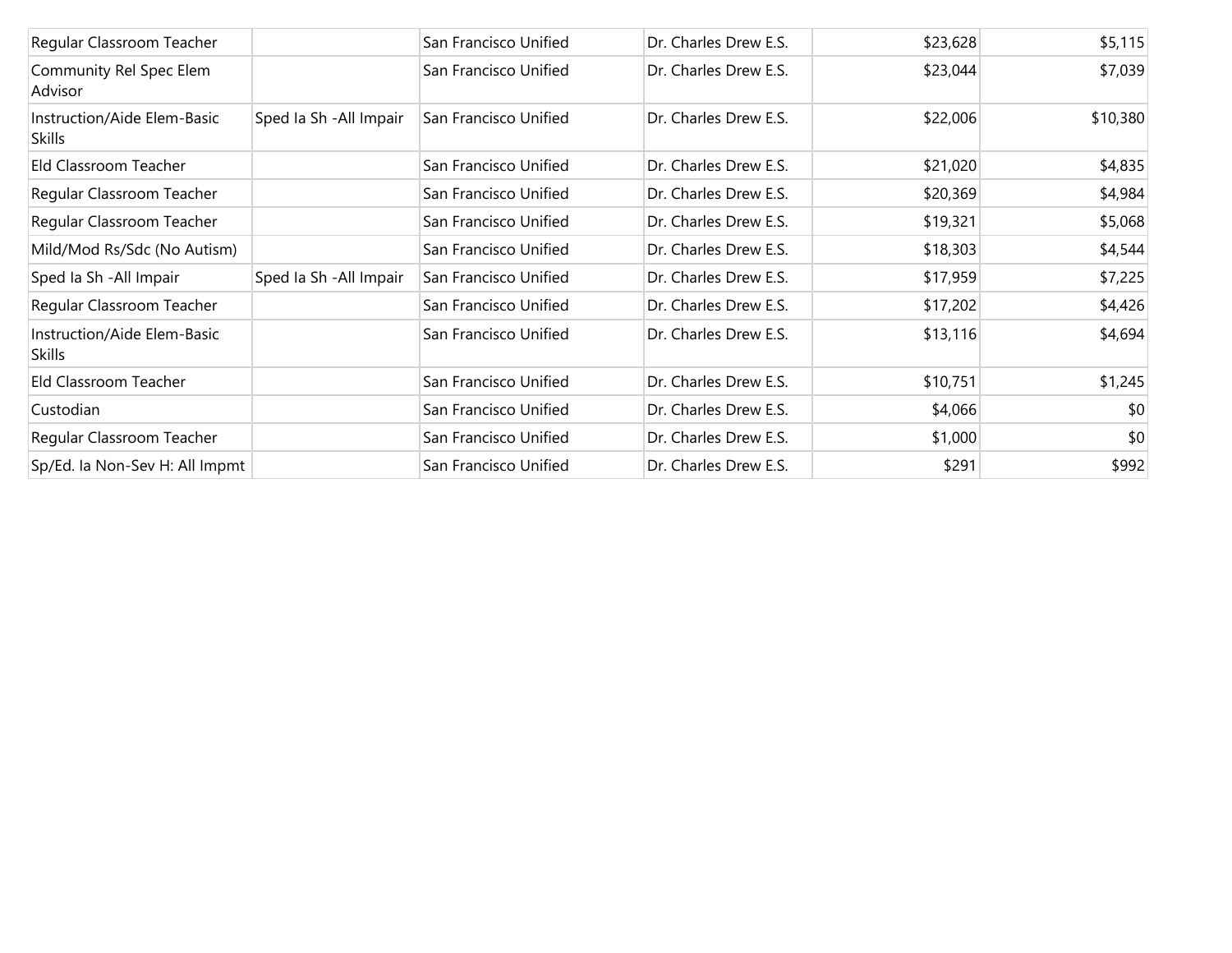| | | | | | |
|---|---|---|---|---|---|
| Regular Classroom Teacher | | San Francisco Unified | Dr. Charles Drew E.S. | $23,628 | $5,115 |
| Community Rel Spec Elem Advisor | | San Francisco Unified | Dr. Charles Drew E.S. | $23,044 | $7,039 |
| Instruction/Aide Elem-Basic Skills | Sped Ia Sh -All Impair | San Francisco Unified | Dr. Charles Drew E.S. | $22,006 | $10,380 |
| Eld Classroom Teacher | | San Francisco Unified | Dr. Charles Drew E.S. | $21,020 | $4,835 |
| Regular Classroom Teacher | | San Francisco Unified | Dr. Charles Drew E.S. | $20,369 | $4,984 |
| Regular Classroom Teacher | | San Francisco Unified | Dr. Charles Drew E.S. | $19,321 | $5,068 |
| Mild/Mod Rs/Sdc (No Autism) | | San Francisco Unified | Dr. Charles Drew E.S. | $18,303 | $4,544 |
| Sped Ia Sh -All Impair | Sped Ia Sh -All Impair | San Francisco Unified | Dr. Charles Drew E.S. | $17,959 | $7,225 |
| Regular Classroom Teacher | | San Francisco Unified | Dr. Charles Drew E.S. | $17,202 | $4,426 |
| Instruction/Aide Elem-Basic Skills | | San Francisco Unified | Dr. Charles Drew E.S. | $13,116 | $4,694 |
| Eld Classroom Teacher | | San Francisco Unified | Dr. Charles Drew E.S. | $10,751 | $1,245 |
| Custodian | | San Francisco Unified | Dr. Charles Drew E.S. | $4,066 | $0 |
| Regular Classroom Teacher | | San Francisco Unified | Dr. Charles Drew E.S. | $1,000 | $0 |
| Sp/Ed. Ia Non-Sev H: All Impmt | | San Francisco Unified | Dr. Charles Drew E.S. | $291 | $992 |